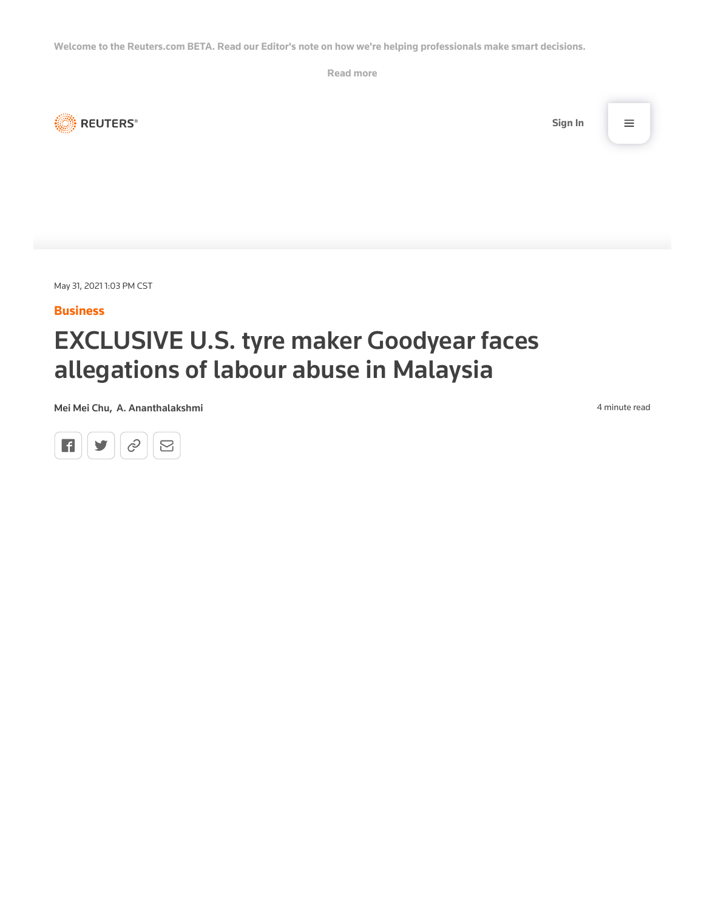Welcome to the Reuters.com BETA. Read our Editor's note on how we're helping professionals make smart decisions.

Read more

REUTERS

Sign In

May 31, 2021 1:03 PM CST

**Business**

# EXCLUSIVE U.S. tyre maker Goodyear faces allegations of labour abuse in Malaysia

**Mei Mei Chu, A. Ananthalakshmi**

4 minute read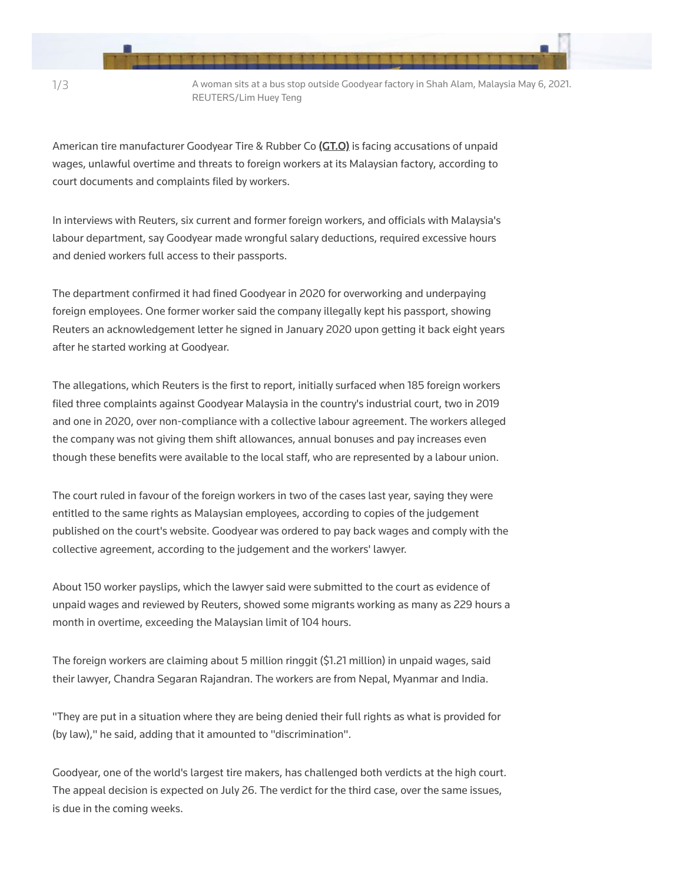1/3 A woman sits at a bus stop outside Goodyear factory in Shah Alam, Malaysia May 6, 2021. REUTERS/Lim Huey Teng

American tire manufacturer Goodyear Tire & Rubber Co **(GT.O)** is facing accusations of unpaid wages, unlawful overtime and threats to foreign workers at its Malaysian factory, according to court documents and complaints filed by workers.

In interviews with Reuters, six current and former foreign workers, and officials with Malaysia's labour department, say Goodyear made wrongful salary deductions, required excessive hours and denied workers full access to their passports.

The department confirmed it had fined Goodyear in 2020 for overworking and underpaying foreign employees. One former worker said the company illegally kept his passport, showing Reuters an acknowledgement letter he signed in January 2020 upon getting it back eight years after he started working at Goodyear.

The allegations, which Reuters is the first to report, initially surfaced when 185 foreign workers filed three complaints against Goodyear Malaysia in the country's industrial court, two in 2019 and one in 2020, over non-compliance with a collective labour agreement. The workers alleged the company was not giving them shift allowances, annual bonuses and pay increases even though these benefits were available to the local staff, who are represented by a labour union.

The court ruled in favour of the foreign workers in two of the cases last year, saying they were entitled to the same rights as Malaysian employees, according to copies of the judgement published on the court's website. Goodyear was ordered to pay back wages and comply with the collective agreement, according to the judgement and the workers' lawyer.

About 150 worker payslips, which the lawyer said were submitted to the court as evidence of unpaid wages and reviewed by Reuters, showed some migrants working as many as 229 hours a month in overtime, exceeding the Malaysian limit of 104 hours.

The foreign workers are claiming about 5 million ringgit ($1.21 million) in unpaid wages, said their lawyer, Chandra Segaran Rajandran. The workers are from Nepal, Myanmar and India.

"They are put in a situation where they are being denied their full rights as what is provided for (by law)," he said, adding that it amounted to "discrimination".

Goodyear, one of the world's largest tire makers, has challenged both verdicts at the high court. The appeal decision is expected on July 26. The verdict for the third case, over the same issues, is due in the coming weeks.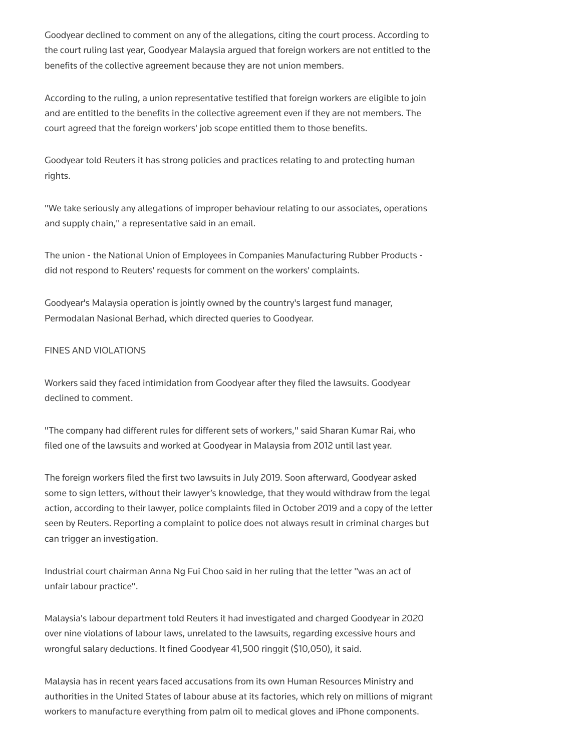Goodyear declined to comment on any of the allegations, citing the court process. According to the court ruling last year, Goodyear Malaysia argued that foreign workers are not entitled to the benefits of the collective agreement because they are not union members.

According to the ruling, a union representative testified that foreign workers are eligible to join and are entitled to the benefits in the collective agreement even if they are not members. The court agreed that the foreign workers' job scope entitled them to those benefits.

Goodyear told Reuters it has strong policies and practices relating to and protecting human rights.

"We take seriously any allegations of improper behaviour relating to our associates, operations and supply chain," a representative said in an email.

The union - the National Union of Employees in Companies Manufacturing Rubber Products - did not respond to Reuters' requests for comment on the workers' complaints.

Goodyear's Malaysia operation is jointly owned by the country's largest fund manager, Permodalan Nasional Berhad, which directed queries to Goodyear.

## FINES AND VIOLATIONS

Workers said they faced intimidation from Goodyear after they filed the lawsuits. Goodyear declined to comment.

"The company had different rules for different sets of workers," said Sharan Kumar Rai, who filed one of the lawsuits and worked at Goodyear in Malaysia from 2012 until last year.

The foreign workers filed the first two lawsuits in July 2019. Soon afterward, Goodyear asked some to sign letters, without their lawyer's knowledge, that they would withdraw from the legal action, according to their lawyer, police complaints filed in October 2019 and a copy of the letter seen by Reuters. Reporting a complaint to police does not always result in criminal charges but can trigger an investigation.

Industrial court chairman Anna Ng Fui Choo said in her ruling that the letter "was an act of unfair labour practice".

Malaysia's labour department told Reuters it had investigated and charged Goodyear in 2020 over nine violations of labour laws, unrelated to the lawsuits, regarding excessive hours and wrongful salary deductions. It fined Goodyear 41,500 ringgit ($10,050), it said.

Malaysia has in recent years faced accusations from its own Human Resources Ministry and authorities in the United States of labour abuse at its factories, which rely on millions of migrant workers to manufacture everything from palm oil to medical gloves and iPhone components.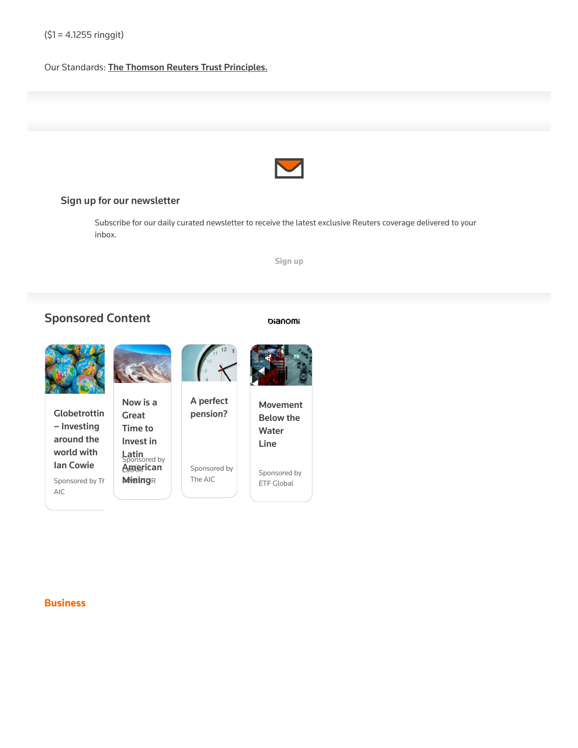($1 = 4.1255 ringgit)

Our Standards: **The Thomson Reuters Trust Principles.**

## Sign up for our newsletter

Subscribe for our daily curated newsletter to receive the latest exclusive Reuters coverage delivered to your inbox.

Sign up

## Sponsored Content

Dianomi

**Globetrotting – Investing around the world with Ian Cowie**
Sponsored by The AIC

**Now is a Great Time to Invest in Latin American Mining**
Sponsored by LatAm GR

**A perfect pension?**
Sponsored by The AIC

**Movement Below the Water Line**
Sponsored by ETF Global

**Business**